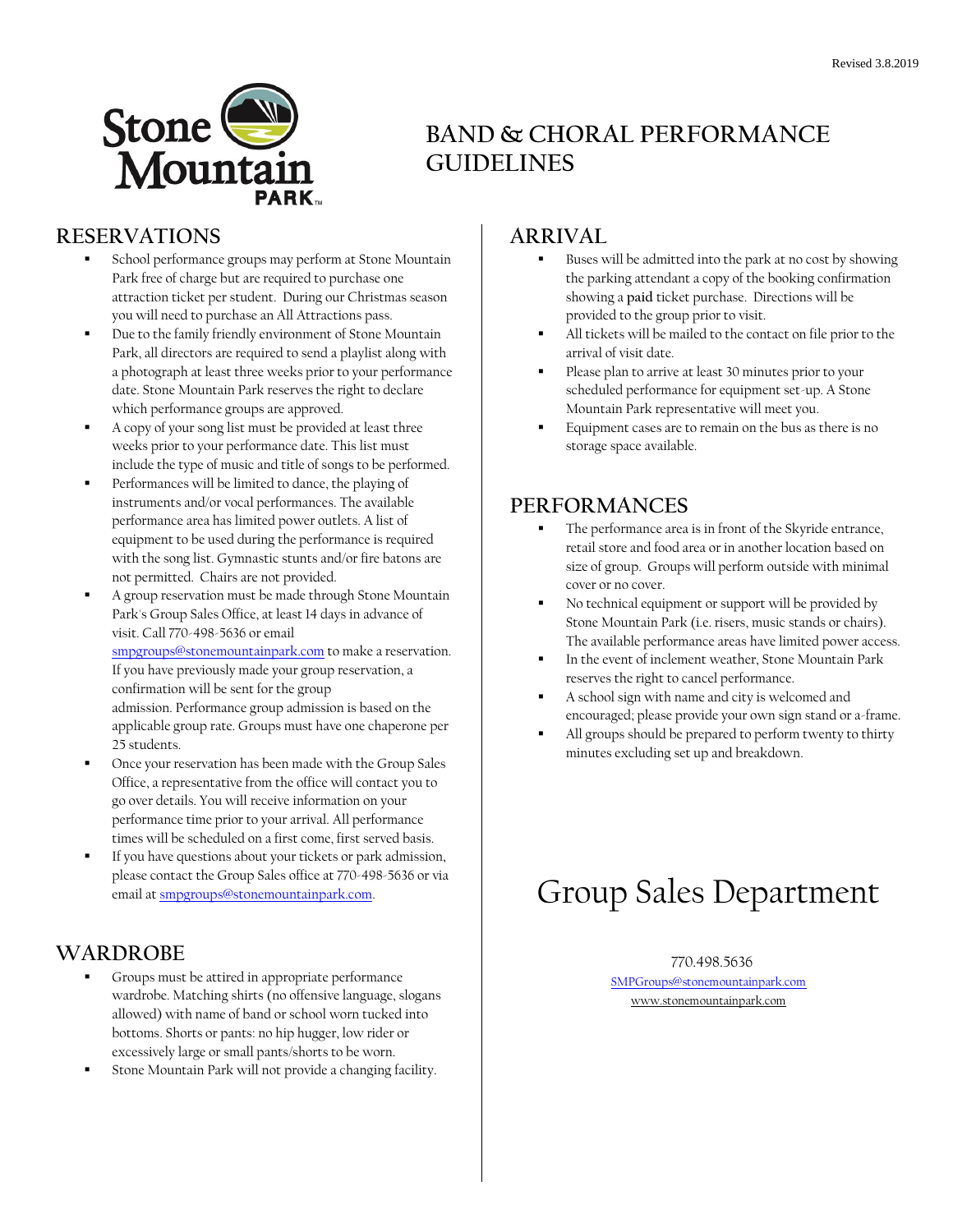Revised 3.8.2019

# BAND & CHORAL PERFORMANCE GUIDELINES

## RESERVATIONS

- School performance groups may perform at Stone Mountain Park free of charge but are required to purchase one attraction ticket per student. During our Christmas season you will need to purchase an All Attractions pass.
- Due to the family friendly environment of Stone Mountain Park, all directors are required to send a playlist along with a photograph at least three weeks prior to your performance date. Stone Mountain Park reserves the right to declare which performance groups are approved.
- A copy of your song list must be provided at least three weeks prior to your performance date. This list must include the type of music and title of songs to be performed.
- Performances will be limited to dance, the playing of instruments and/or vocal performances. The available performance area has limited power outlets. A list of equipment to be used during the performance is required with the song list. Gymnastic stunts and/or fire batons are not permitted. Chairs are not provided.
- A group reservation must be made through Stone Mountain Park's Group Sales Office, at least 14 days in advance of visit. Call 770-498-5636 or email smpgroups@stonemountainpark.com to make a reservation. If you have previously made your group reservation, a confirmation will be sent for the group admission. Performance group admission is based on the applicable group rate. Groups must have one chaperone per 25 students.
- Once your reservation has been made with the Group Sales Office, a representative from the office will contact you to go over details. You will receive information on your performance time prior to your arrival. All performance times will be scheduled on a first come, first served basis.
- If you have questions about your tickets or park admission, please contact the Group Sales office at 770-498-5636 or via email at smpgroups@stonemountainpark.com.

## WARDROBE

- Groups must be attired in appropriate performance wardrobe. Matching shirts (no offensive language, slogans allowed) with name of band or school worn tucked into bottoms. Shorts or pants: no hip hugger, low rider or excessively large or small pants/shorts to be worn.
- Stone Mountain Park will not provide a changing facility.

## ARRIVAL

- Buses will be admitted into the park at no cost by showing the parking attendant a copy of the booking confirmation showing a **paid** ticket purchase. Directions will be provided to the group prior to visit.
- All tickets will be mailed to the contact on file prior to the arrival of visit date.
- Please plan to arrive at least 30 minutes prior to your scheduled performance for equipment set-up. A Stone Mountain Park representative will meet you.
- Equipment cases are to remain on the bus as there is no storage space available.

## PERFORMANCES

- The performance area is in front of the Skyride entrance, retail store and food area or in another location based on size of group. Groups will perform outside with minimal cover or no cover.
- No technical equipment or support will be provided by Stone Mountain Park (i.e. risers, music stands or chairs). The available performance areas have limited power access.
- In the event of inclement weather, Stone Mountain Park reserves the right to cancel performance.
- A school sign with name and city is welcomed and encouraged; please provide your own sign stand or a-frame.
- All groups should be prepared to perform twenty to thirty minutes excluding set up and breakdown.

# Group Sales Department

770.498.5636

SMPGroups@stonemountainpark.com

www.stonemountainpark.com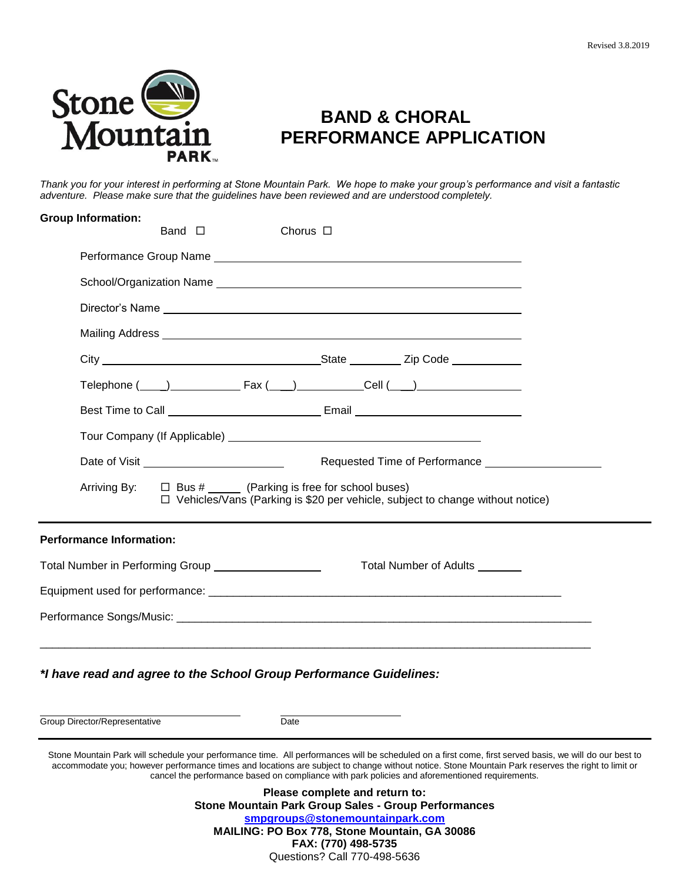Revised 3.8.2019

Stone Mountain PARK

# BAND & CHORAL PERFORMANCE APPLICATION

*Thank you for your interest in performing at Stone Mountain Park. We hope to make your group's performance and visit a fantastic adventure. Please make sure that the guidelines have been reviewed and are understood completely.*

**Group Information:**

Band ☐ Chorus ☐

Performance Group Name ______________________________

School/Organization Name ______________________________

Director's Name ______________________________

Mailing Address ______________________________

City ____________________ State ________ Zip Code ___________

Telephone (____)___________ Fax (___)__________ Cell (___)________________

Best Time to Call ________________________ Email ________________________

Tour Company (If Applicable) ______________________________

Date of Visit ____________________ Requested Time of Performance ________________

Arriving By: ☐ Bus # _____ (Parking is free for school buses)
☐ Vehicles/Vans (Parking is $20 per vehicle, subject to change without notice)

---

**Performance Information:**

Total Number in Performing Group ________________ Total Number of Adults _______

Equipment used for performance: ______________________________________________________

Performance Songs/Music: ______________________________________________________________

_____________________________________________________________________________________

***I have read and agree to the School Group Performance Guidelines:**

______________________________ ____________________
Group Director/Representative Date

---

Stone Mountain Park will schedule your performance time. All performances will be scheduled on a first come, first served basis, we will do our best to accommodate you; however performance times and locations are subject to change without notice. Stone Mountain Park reserves the right to limit or cancel the performance based on compliance with park policies and aforementioned requirements.

**Please complete and return to:**
**Stone Mountain Park Group Sales - Group Performances**
**smpgroups@stonemountainpark.com**
**MAILING: PO Box 778, Stone Mountain, GA 30086**
**FAX: (770) 498-5735**
Questions? Call 770-498-5636